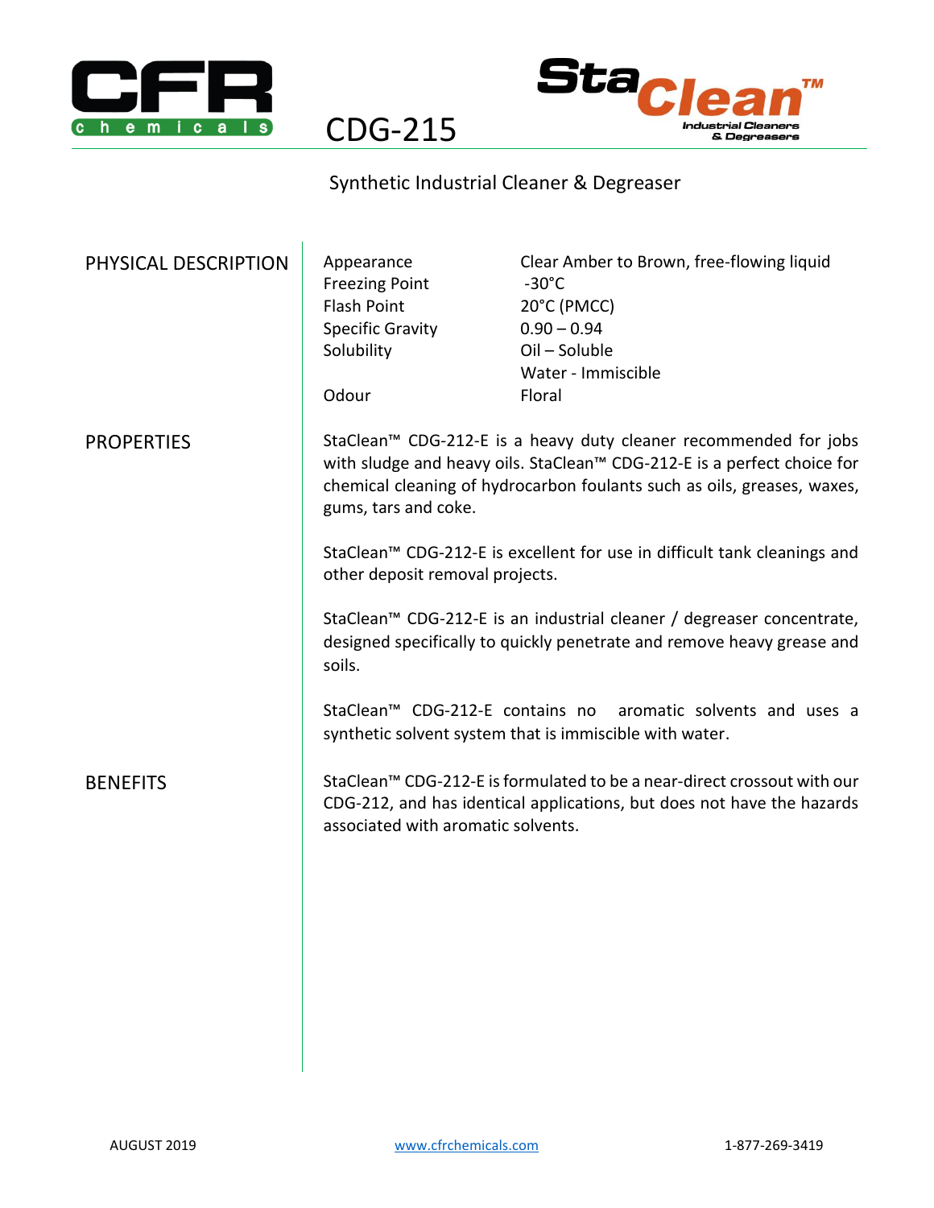CFR chemicals

# CDG-215

StaClean™ Industrial Cleaners & Degreasers

## Synthetic Industrial Cleaner & Degreaser

### PHYSICAL DESCRIPTION

| | |
|---|---|
| Appearance | Clear Amber to Brown, free-flowing liquid |
| Freezing Point | -30°C |
| Flash Point | 20°C (PMCC) |
| Specific Gravity | 0.90 – 0.94 |
| Solubility | Oil – Soluble |
| | Water - Immiscible |
| Odour | Floral |

### PROPERTIES

StaClean™ CDG-212-E is a heavy duty cleaner recommended for jobs with sludge and heavy oils. StaClean™ CDG-212-E is a perfect choice for chemical cleaning of hydrocarbon foulants such as oils, greases, waxes, gums, tars and coke.

StaClean™ CDG-212-E is excellent for use in difficult tank cleanings and other deposit removal projects.

StaClean™ CDG-212-E is an industrial cleaner / degreaser concentrate, designed specifically to quickly penetrate and remove heavy grease and soils.

StaClean™ CDG-212-E contains no aromatic solvents and uses a synthetic solvent system that is immiscible with water.

### BENEFITS

StaClean™ CDG-212-E is formulated to be a near-direct crossout with our CDG-212, and has identical applications, but does not have the hazards associated with aromatic solvents.

AUGUST 2019 www.cfrchemicals.com 1-877-269-3419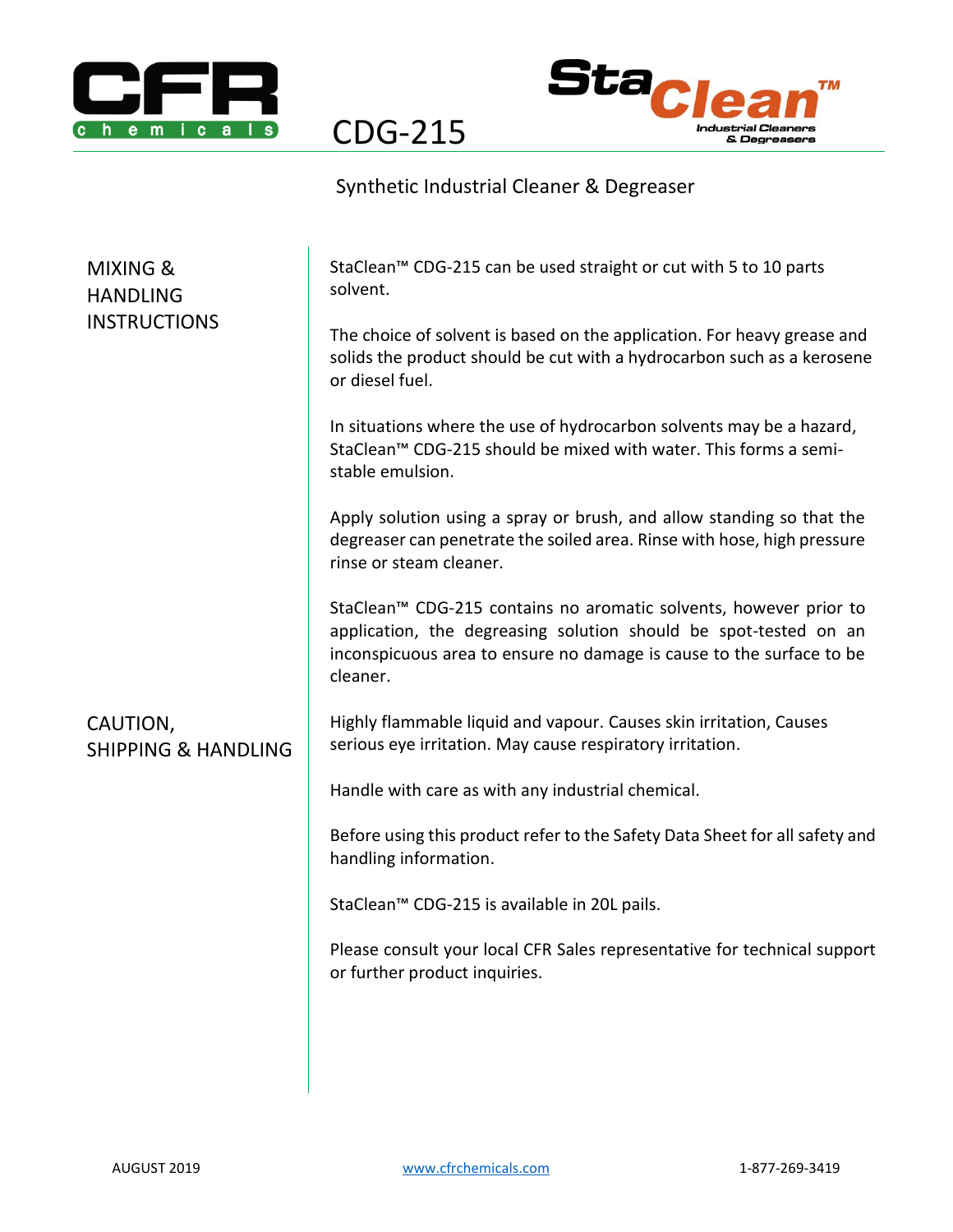# CDG-215

## Synthetic Industrial Cleaner & Degreaser

### MIXING & HANDLING INSTRUCTIONS

StaClean™ CDG-215 can be used straight or cut with 5 to 10 parts solvent.

The choice of solvent is based on the application. For heavy grease and solids the product should be cut with a hydrocarbon such as a kerosene or diesel fuel.

In situations where the use of hydrocarbon solvents may be a hazard, StaClean™ CDG-215 should be mixed with water. This forms a semi-stable emulsion.

Apply solution using a spray or brush, and allow standing so that the degreaser can penetrate the soiled area. Rinse with hose, high pressure rinse or steam cleaner.

StaClean™ CDG-215 contains no aromatic solvents, however prior to application, the degreasing solution should be spot-tested on an inconspicuous area to ensure no damage is cause to the surface to be cleaner.

### CAUTION, SHIPPING & HANDLING

Highly flammable liquid and vapour. Causes skin irritation, Causes serious eye irritation. May cause respiratory irritation.

Handle with care as with any industrial chemical.

Before using this product refer to the Safety Data Sheet for all safety and handling information.

StaClean™ CDG-215 is available in 20L pails.

Please consult your local CFR Sales representative for technical support or further product inquiries.

AUGUST 2019 www.cfrchemicals.com 1-877-269-3419